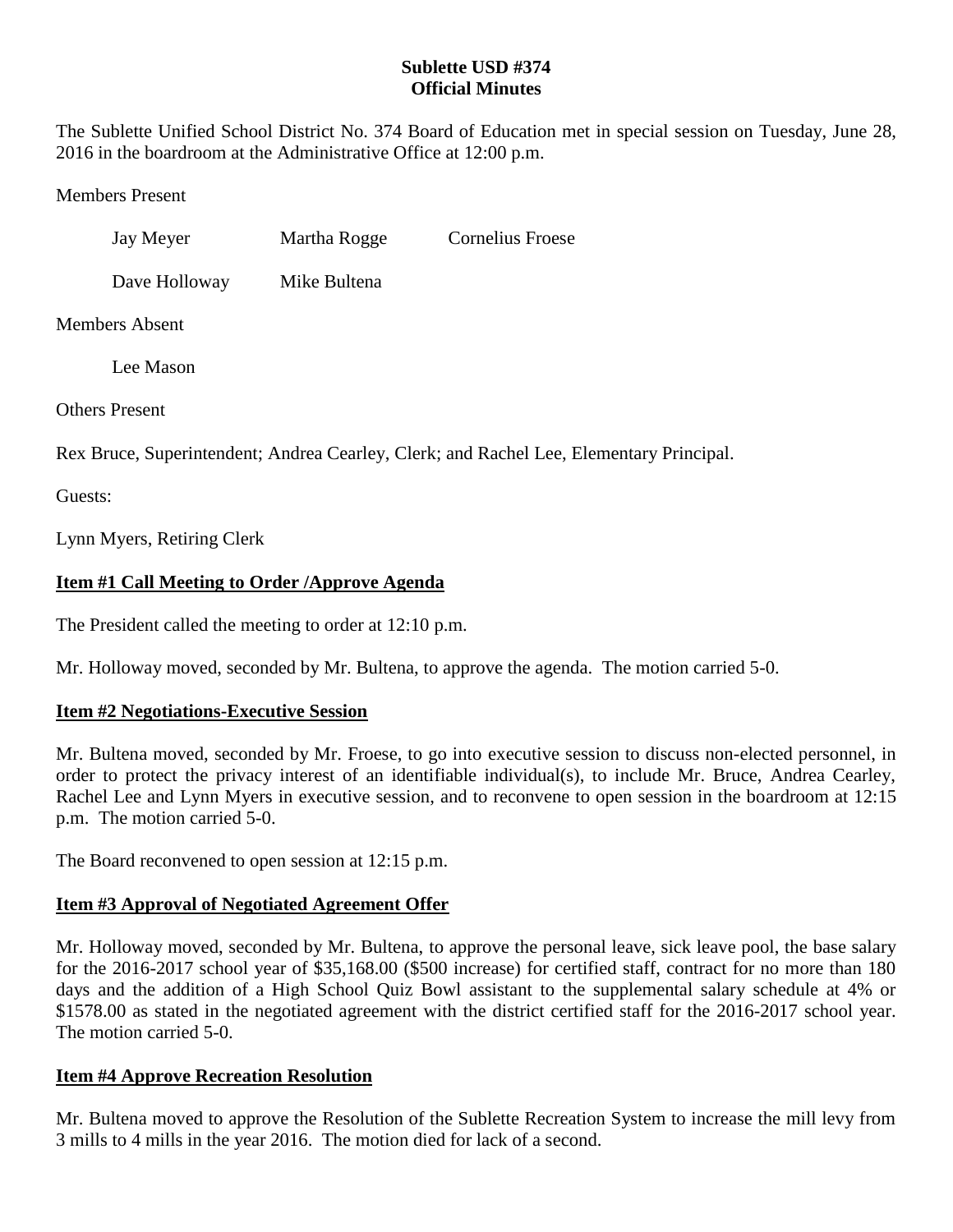**Sublette USD #374**
**Official Minutes**

The Sublette Unified School District No. 374 Board of Education met in special session on Tuesday, June 28, 2016 in the boardroom at the Administrative Office at 12:00 p.m.

Members Present

Jay Meyer Martha Rogge Cornelius Froese

Dave Holloway Mike Bultena

Members Absent

Lee Mason

Others Present

Rex Bruce, Superintendent; Andrea Cearley, Clerk; and Rachel Lee, Elementary Principal.

Guests:

Lynn Myers, Retiring Clerk

**Item #1 Call Meeting to Order /Approve Agenda**

The President called the meeting to order at 12:10 p.m.

Mr. Holloway moved, seconded by Mr. Bultena, to approve the agenda. The motion carried 5-0.

**Item #2 Negotiations-Executive Session**

Mr. Bultena moved, seconded by Mr. Froese, to go into executive session to discuss non-elected personnel, in order to protect the privacy interest of an identifiable individual(s), to include Mr. Bruce, Andrea Cearley, Rachel Lee and Lynn Myers in executive session, and to reconvene to open session in the boardroom at 12:15 p.m. The motion carried 5-0.

The Board reconvened to open session at 12:15 p.m.

**Item #3 Approval of Negotiated Agreement Offer**

Mr. Holloway moved, seconded by Mr. Bultena, to approve the personal leave, sick leave pool, the base salary for the 2016-2017 school year of $35,168.00 ($500 increase) for certified staff, contract for no more than 180 days and the addition of a High School Quiz Bowl assistant to the supplemental salary schedule at 4% or $1578.00 as stated in the negotiated agreement with the district certified staff for the 2016-2017 school year. The motion carried 5-0.

**Item #4 Approve Recreation Resolution**

Mr. Bultena moved to approve the Resolution of the Sublette Recreation System to increase the mill levy from 3 mills to 4 mills in the year 2016. The motion died for lack of a second.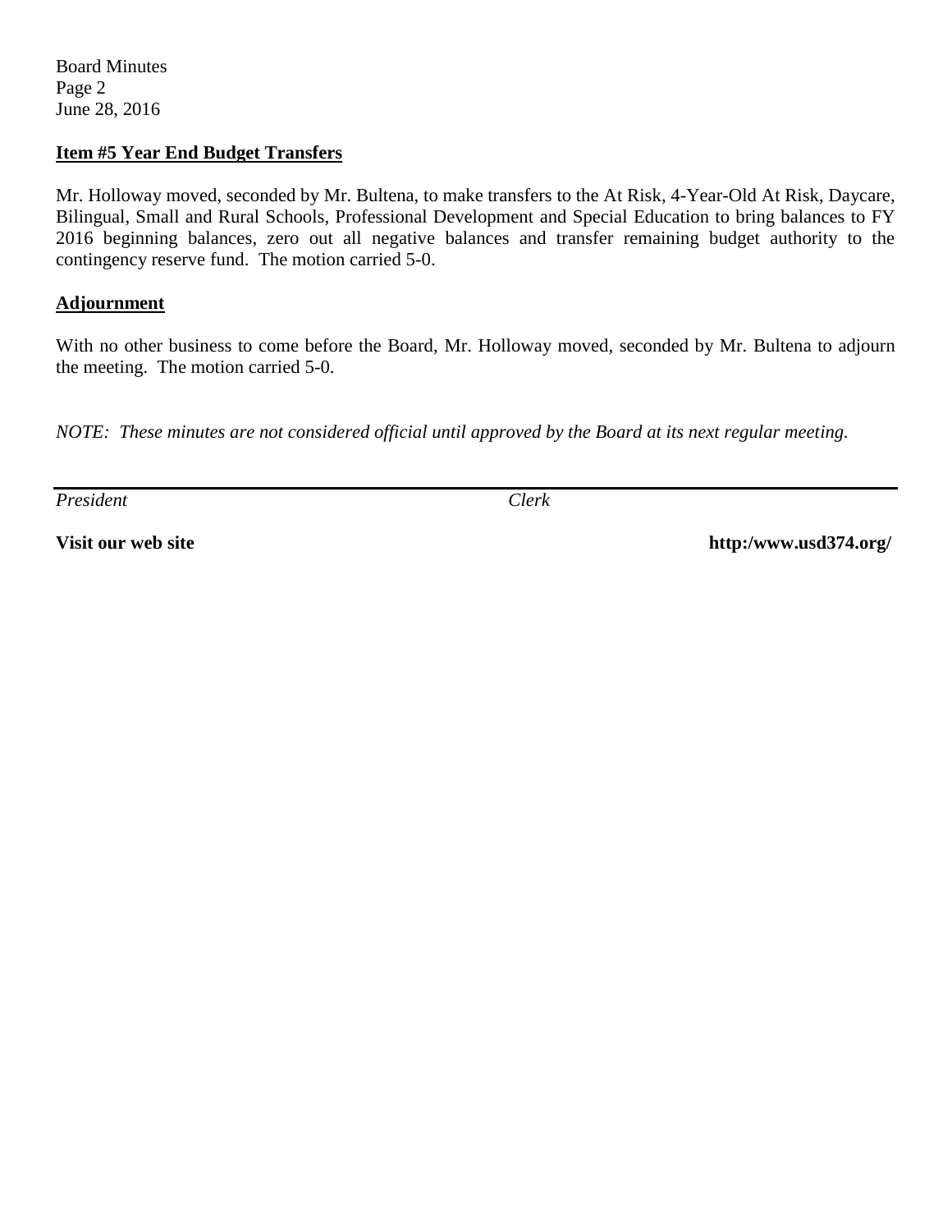**Item #5 Year End Budget Transfers**

Mr. Holloway moved, seconded by Mr. Bultena, to make transfers to the At Risk, 4-Year-Old At Risk, Daycare, Bilingual, Small and Rural Schools, Professional Development and Special Education to bring balances to FY 2016 beginning balances, zero out all negative balances and transfer remaining budget authority to the contingency reserve fund. The motion carried 5-0.

**Adjournment**

With no other business to come before the Board, Mr. Holloway moved, seconded by Mr. Bultena to adjourn the meeting. The motion carried 5-0.

*NOTE: These minutes are not considered official until approved by the Board at its next regular meeting.*

*President* *Clerk*

**Visit our web site** **http:/www.usd374.org/**